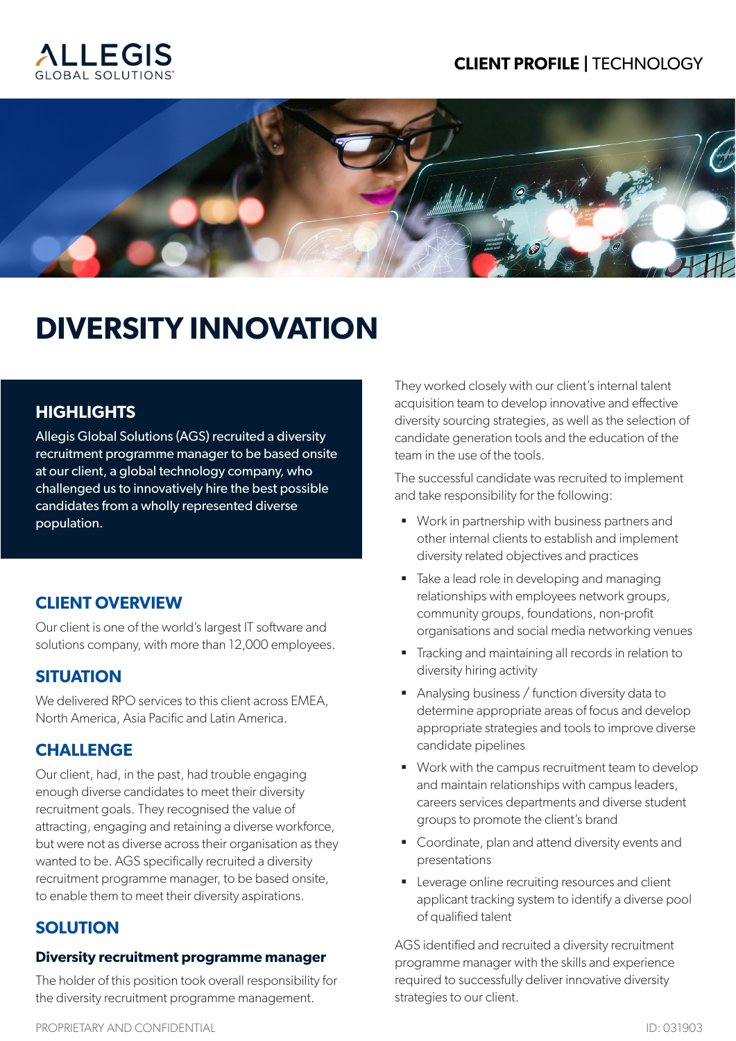ALLEGIS GLOBAL SOLUTIONS

**CLIENT PROFILE** | TECHNOLOGY

# DIVERSITY INNOVATION

## HIGHLIGHTS

Allegis Global Solutions (AGS) recruited a diversity recruitment programme manager to be based onsite at our client, a global technology company, who challenged us to innovatively hire the best possible candidates from a wholly represented diverse population.

## CLIENT OVERVIEW

Our client is one of the world's largest IT software and solutions company, with more than 12,000 employees.

## SITUATION

We delivered RPO services to this client across EMEA, North America, Asia Pacific and Latin America.

## CHALLENGE

Our client, had, in the past, had trouble engaging enough diverse candidates to meet their diversity recruitment goals. They recognised the value of attracting, engaging and retaining a diverse workforce, but were not as diverse across their organisation as they wanted to be. AGS specifically recruited a diversity recruitment programme manager, to be based onsite, to enable them to meet their diversity aspirations.

## SOLUTION

### Diversity recruitment programme manager

The holder of this position took overall responsibility for the diversity recruitment programme management.

They worked closely with our client's internal talent acquisition team to develop innovative and effective diversity sourcing strategies, as well as the selection of candidate generation tools and the education of the team in the use of the tools.

The successful candidate was recruited to implement and take responsibility for the following:

- Work in partnership with business partners and other internal clients to establish and implement diversity related objectives and practices
- Take a lead role in developing and managing relationships with employees network groups, community groups, foundations, non-profit organisations and social media networking venues
- Tracking and maintaining all records in relation to diversity hiring activity
- Analysing business / function diversity data to determine appropriate areas of focus and develop appropriate strategies and tools to improve diverse candidate pipelines
- Work with the campus recruitment team to develop and maintain relationships with campus leaders, careers services departments and diverse student groups to promote the client's brand
- Coordinate, plan and attend diversity events and presentations
- Leverage online recruiting resources and client applicant tracking system to identify a diverse pool of qualified talent

AGS identified and recruited a diversity recruitment programme manager with the skills and experience required to successfully deliver innovative diversity strategies to our client.

PROPRIETARY AND CONFIDENTIAL

ID: 031903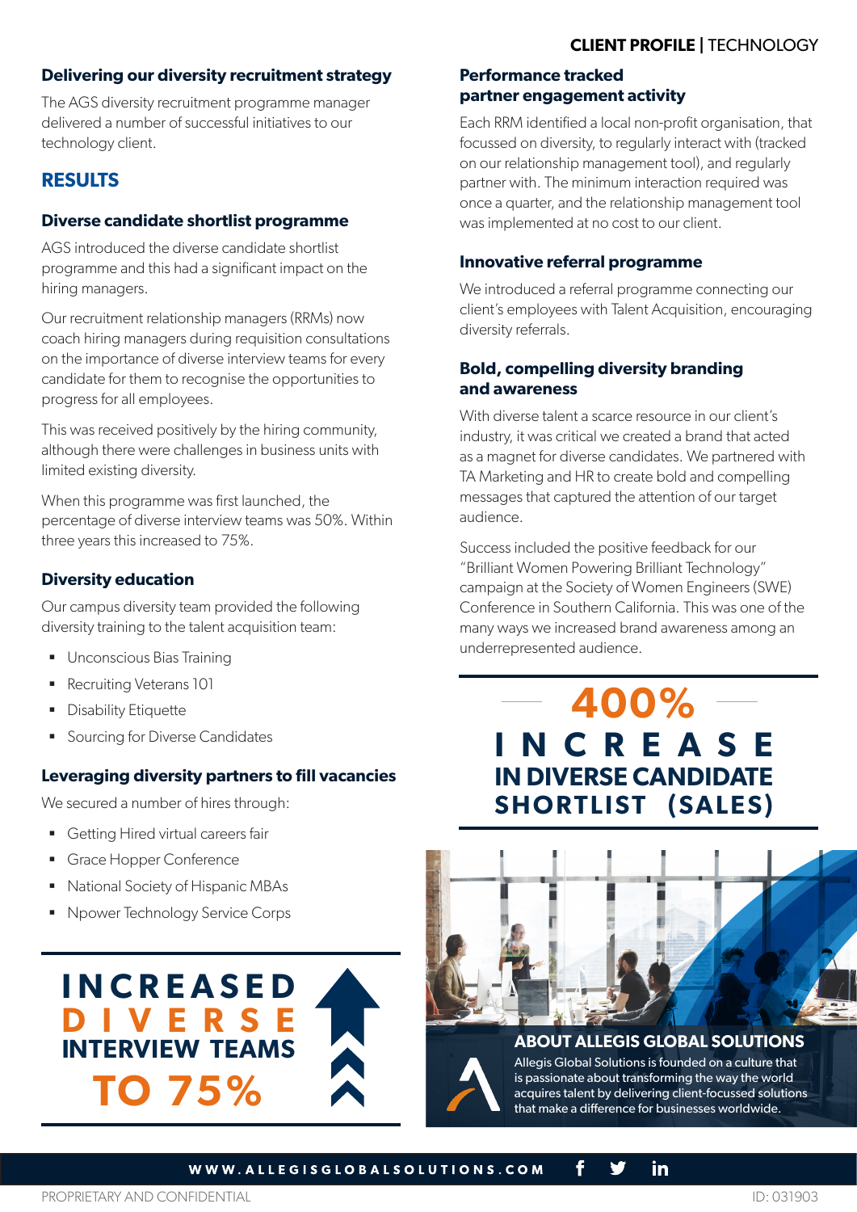## Delivering our diversity recruitment strategy

The AGS diversity recruitment programme manager delivered a number of successful initiatives to our technology client.

## RESULTS

### Diverse candidate shortlist programme

AGS introduced the diverse candidate shortlist programme and this had a significant impact on the hiring managers.

Our recruitment relationship managers (RRMs) now coach hiring managers during requisition consultations on the importance of diverse interview teams for every candidate for them to recognise the opportunities to progress for all employees.

This was received positively by the hiring community, although there were challenges in business units with limited existing diversity.

When this programme was first launched, the percentage of diverse interview teams was 50%. Within three years this increased to 75%.

### Diversity education

Our campus diversity team provided the following diversity training to the talent acquisition team:

- Unconscious Bias Training
- Recruiting Veterans 101
- Disability Etiquette
- Sourcing for Diverse Candidates

### Leveraging diversity partners to fill vacancies

We secured a number of hires through:

- Getting Hired virtual careers fair
- Grace Hopper Conference
- National Society of Hispanic MBAs
- Npower Technology Service Corps

**INCREASED DIVERSE INTERVIEW TEAMS TO 75%**

### Performance tracked partner engagement activity

Each RRM identified a local non-profit organisation, that focussed on diversity, to regularly interact with (tracked on our relationship management tool), and regularly partner with. The minimum interaction required was once a quarter, and the relationship management tool was implemented at no cost to our client.

### Innovative referral programme

We introduced a referral programme connecting our client's employees with Talent Acquisition, encouraging diversity referrals.

### Bold, compelling diversity branding and awareness

With diverse talent a scarce resource in our client's industry, it was critical we created a brand that acted as a magnet for diverse candidates. We partnered with TA Marketing and HR to create bold and compelling messages that captured the attention of our target audience.

Success included the positive feedback for our "Brilliant Women Powering Brilliant Technology" campaign at the Society of Women Engineers (SWE) Conference in Southern California. This was one of the many ways we increased brand awareness among an underrepresented audience.

**400% INCREASE IN DIVERSE CANDIDATE SHORTLIST (SALES)**

### ABOUT ALLEGIS GLOBAL SOLUTIONS

Allegis Global Solutions is founded on a culture that is passionate about transforming the way the world acquires talent by delivering client-focussed solutions that make a difference for businesses worldwide.

WWW.ALLEGISGLOBALSOLUTIONS.COM

PROPRIETARY AND CONFIDENTIAL

ID: 031903